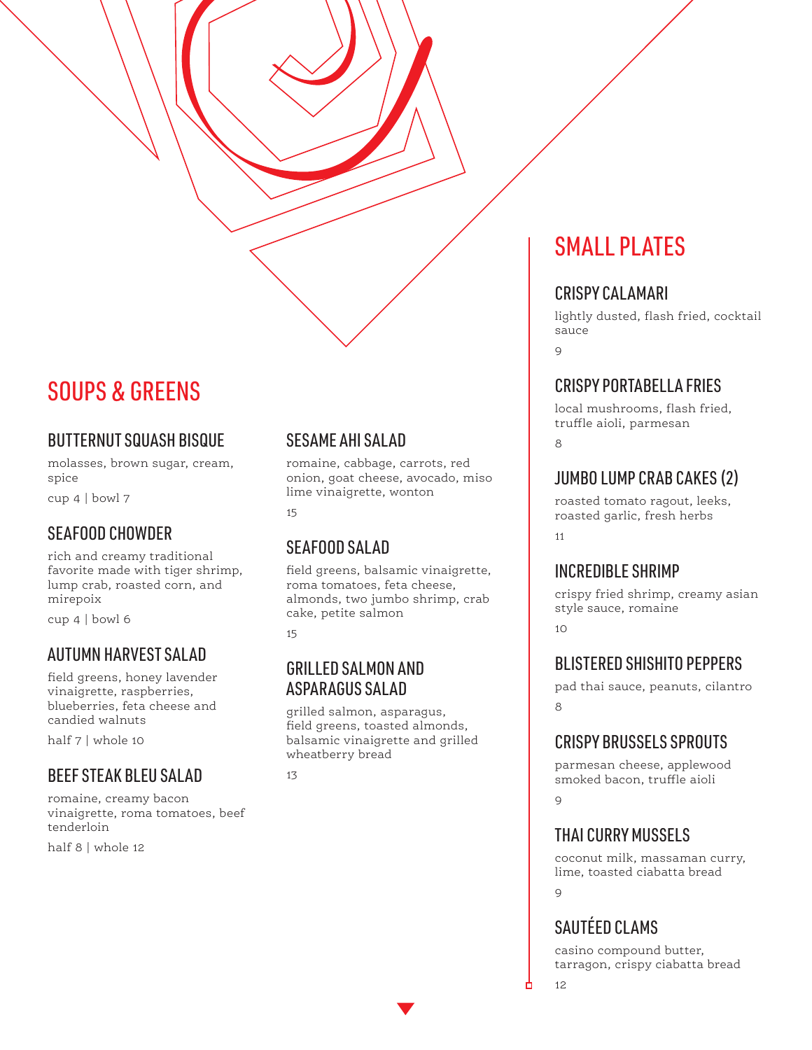## SOUPS & GREENS

### BUTTERNUT SQUASH BISQUE

molasses, brown sugar, cream, spice

cup 4 | bowl 7

### SEAFOOD CHOWDER

rich and creamy traditional favorite made with tiger shrimp, lump crab, roasted corn, and mirepoix

cup 4 | bowl 6

### AUTUMN HARVEST SALAD

field greens, honey lavender vinaigrette, raspberries, blueberries, feta cheese and candied walnuts

half 7 | whole 10

### BEEF STEAK BLEU SALAD

romaine, creamy bacon vinaigrette, roma tomatoes, beef tenderloin

half 8 | whole 12

### SESAME AHI SALAD

romaine, cabbage, carrots, red onion, goat cheese, avocado, miso lime vinaigrette, wonton

15

### SEAFOOD SALAD

field greens, balsamic vinaigrette, roma tomatoes, feta cheese, almonds, two jumbo shrimp, crab cake, petite salmon

15

### GRILLED SALMON AND ASPARAGUS SALAD

grilled salmon, asparagus, field greens, toasted almonds, balsamic vinaigrette and grilled wheatberry bread

13

## SMALL PLATES

### CRISPY CALAMARI

lightly dusted, flash fried, cocktail sauce

9

### CRISPY PORTABELLA FRIES

local mushrooms, flash fried, truffle aioli, parmesan

8

### JUMBO LUMP CRAB CAKES (2)

roasted tomato ragout, leeks, roasted garlic, fresh herbs

11

### INCREDIBLE SHRIMP

crispy fried shrimp, creamy asian style sauce, romaine

10

### BLISTERED SHISHITO PEPPERS

pad thai sauce, peanuts, cilantro

8

### CRISPY BRUSSELS SPROUTS

parmesan cheese, applewood smoked bacon, truffle aioli

9

### THAI CURRY MUSSELS

coconut milk, massaman curry, lime, toasted ciabatta bread

9

### SAUTÉED CLAMS

casino compound butter, tarragon, crispy ciabatta bread

12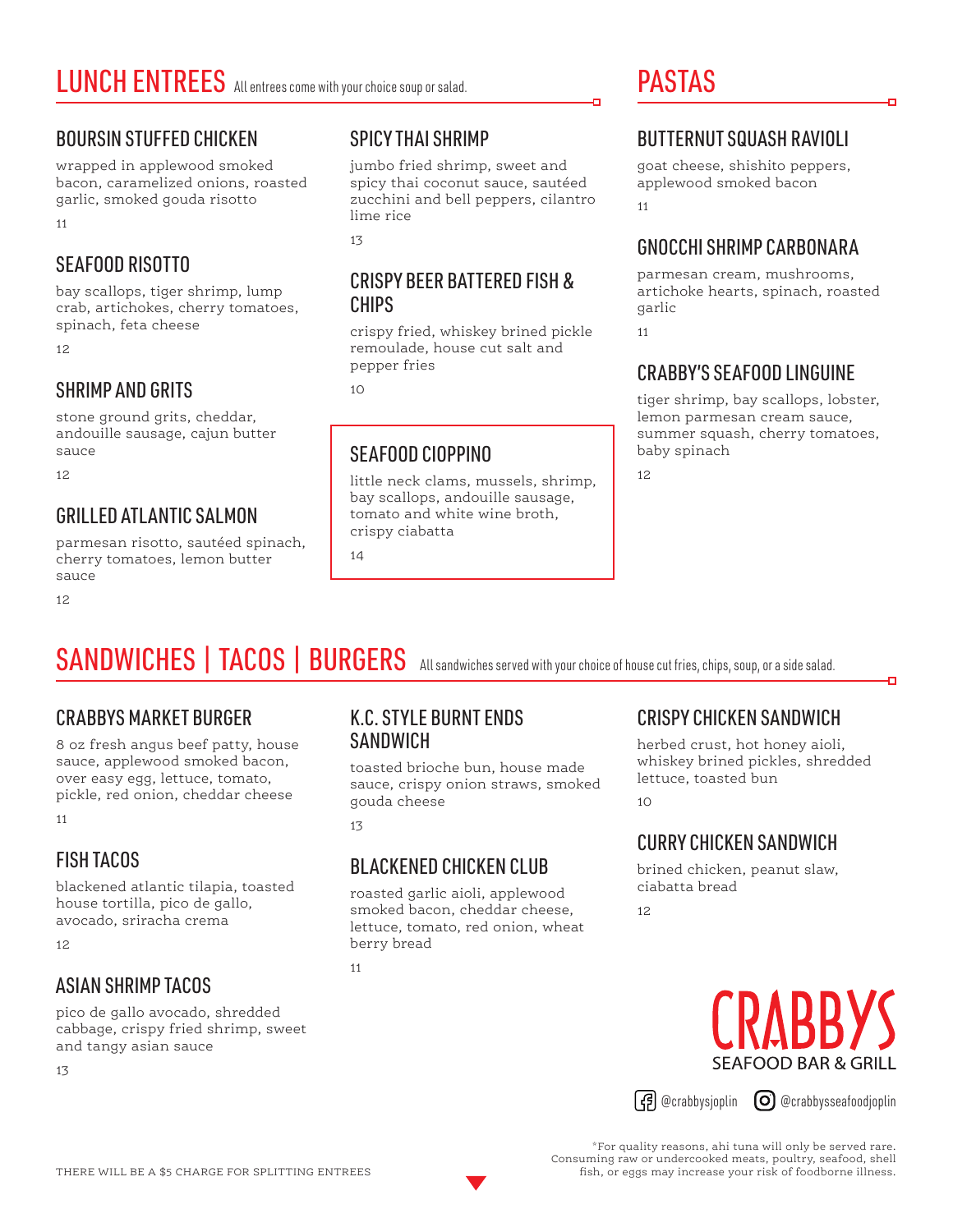## LUNCH ENTREES

All entrees come with your choice soup or salad.

### BOURSIN STUFFED CHICKEN

wrapped in applewood smoked bacon, caramelized onions, roasted garlic, smoked gouda risotto

11

### SEAFOOD RISOTTO

bay scallops, tiger shrimp, lump crab, artichokes, cherry tomatoes, spinach, feta cheese

12

### SHRIMP AND GRITS

stone ground grits, cheddar, andouille sausage, cajun butter sauce

12

### GRILLED ATLANTIC SALMON

parmesan risotto, sautéed spinach, cherry tomatoes, lemon butter sauce

12

### SPICY THAI SHRIMP

jumbo fried shrimp, sweet and spicy thai coconut sauce, sautéed zucchini and bell peppers, cilantro lime rice

13

### CRISPY BEER BATTERED FISH & CHIPS

crispy fried, whiskey brined pickle remoulade, house cut salt and pepper fries

10

### SEAFOOD CIOPPINO

little neck clams, mussels, shrimp, bay scallops, andouille sausage, tomato and white wine broth, crispy ciabatta

14

## PASTAS

### BUTTERNUT SQUASH RAVIOLI

goat cheese, shishito peppers, applewood smoked bacon

11

### GNOCCHI SHRIMP CARBONARA

parmesan cream, mushrooms, artichoke hearts, spinach, roasted garlic

11

### CRABBY'S SEAFOOD LINGUINE

tiger shrimp, bay scallops, lobster, lemon parmesan cream sauce, summer squash, cherry tomatoes, baby spinach

12

## SANDWICHES | TACOS | BURGERS

All sandwiches served with your choice of house cut fries, chips, soup, or a side salad.

### CRABBYS MARKET BURGER

8 oz fresh angus beef patty, house sauce, applewood smoked bacon, over easy egg, lettuce, tomato, pickle, red onion, cheddar cheese

11

### FISH TACOS

blackened atlantic tilapia, toasted house tortilla, pico de gallo, avocado, sriracha crema

12

### ASIAN SHRIMP TACOS

pico de gallo avocado, shredded cabbage, crispy fried shrimp, sweet and tangy asian sauce

13

### K.C. STYLE BURNT ENDS SANDWICH

toasted brioche bun, house made sauce, crispy onion straws, smoked gouda cheese

13

### BLACKENED CHICKEN CLUB

roasted garlic aioli, applewood smoked bacon, cheddar cheese, lettuce, tomato, red onion, wheat berry bread

11

### CRISPY CHICKEN SANDWICH

herbed crust, hot honey aioli, whiskey brined pickles, shredded lettuce, toasted bun

10

### CURRY CHICKEN SANDWICH

brined chicken, peanut slaw, ciabatta bread

12

CRABBYS
SEAFOOD BAR & GRILL

@crabbysjoplin @crabbysseafoodjoplin

THERE WILL BE A $5 CHARGE FOR SPLITTING ENTREES

*For quality reasons, ahi tuna will only be served rare. Consuming raw or undercooked meats, poultry, seafood, shell fish, or eggs may increase your risk of foodborne illness.